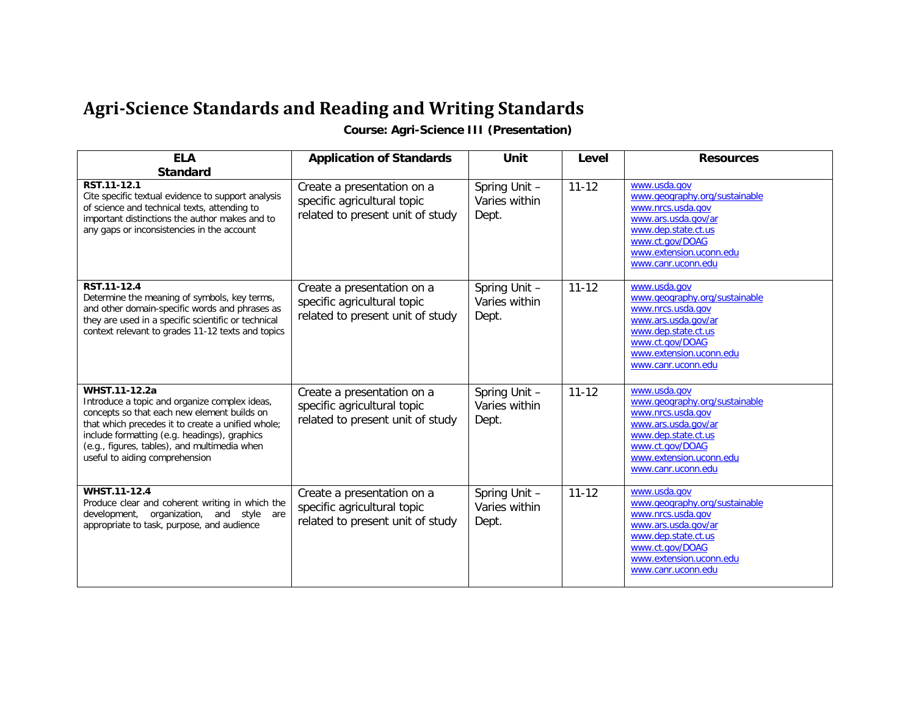# Agri-Science Standards and Reading and Writing Standards

**Course: Agri-Science III (Presentation)**

| ELA Standard | Application of Standards | Unit | Level | Resources |
|---|---|---|---|---|
| **RST.11-12.1** Cite specific textual evidence to support analysis of science and technical texts, attending to important distinctions the author makes and to any gaps or inconsistencies in the account | Create a presentation on a specific agricultural topic related to present unit of study | Spring Unit – Varies within Dept. | 11-12 | www.usda.gov www.geography.org/sustainable www.nrcs.usda.gov www.ars.usda.gov/ar www.dep.state.ct.us www.ct.gov/DOAG www.extension.uconn.edu www.canr.uconn.edu |
| **RST.11-12.4** Determine the meaning of symbols, key terms, and other domain-specific words and phrases as they are used in a specific scientific or technical context relevant to grades 11-12 texts and topics | Create a presentation on a specific agricultural topic related to present unit of study | Spring Unit – Varies within Dept. | 11-12 | www.usda.gov www.geography.org/sustainable www.nrcs.usda.gov www.ars.usda.gov/ar www.dep.state.ct.us www.ct.gov/DOAG www.extension.uconn.edu www.canr.uconn.edu |
| **WHST.11-12.2a** Introduce a topic and organize complex ideas, concepts so that each new element builds on that which precedes it to create a unified whole; include formatting (e.g. headings), graphics (e.g., figures, tables), and multimedia when useful to aiding comprehension | Create a presentation on a specific agricultural topic related to present unit of study | Spring Unit – Varies within Dept. | 11-12 | www.usda.gov www.geography.org/sustainable www.nrcs.usda.gov www.ars.usda.gov/ar www.dep.state.ct.us www.ct.gov/DOAG www.extension.uconn.edu www.canr.uconn.edu |
| **WHST.11-12.4** Produce clear and coherent writing in which the development, organization, and style are appropriate to task, purpose, and audience | Create a presentation on a specific agricultural topic related to present unit of study | Spring Unit – Varies within Dept. | 11-12 | www.usda.gov www.geography.org/sustainable www.nrcs.usda.gov www.ars.usda.gov/ar www.dep.state.ct.us www.ct.gov/DOAG www.extension.uconn.edu www.canr.uconn.edu |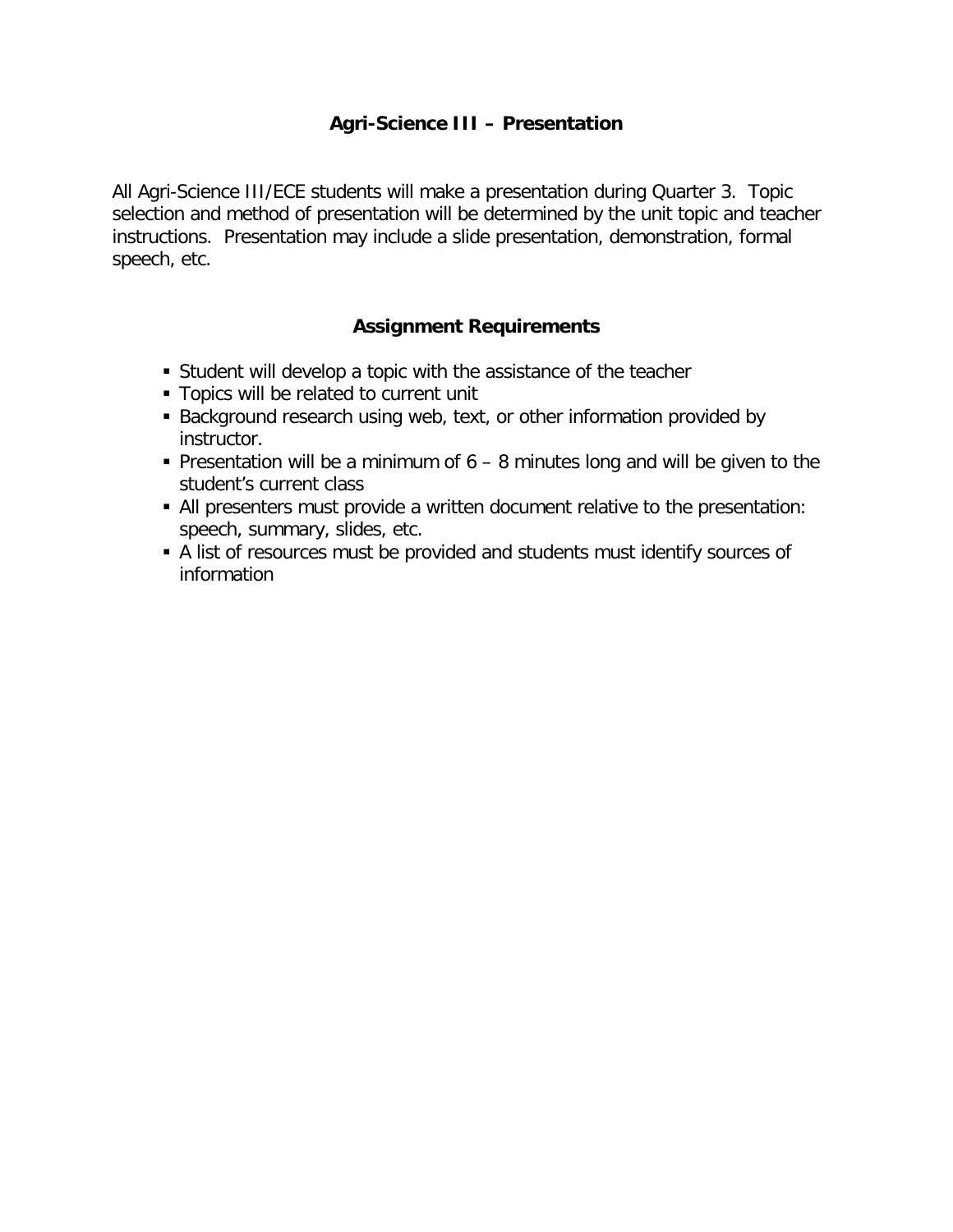# Agri-Science III – Presentation

All Agri-Science III/ECE students will make a presentation during Quarter 3. Topic selection and method of presentation will be determined by the unit topic and teacher instructions. Presentation may include a slide presentation, demonstration, formal speech, etc.

## Assignment Requirements

- Student will develop a topic with the assistance of the teacher
- Topics will be related to current unit
- Background research using web, text, or other information provided by instructor.
- Presentation will be a minimum of 6 – 8 minutes long and will be given to the student's current class
- All presenters must provide a written document relative to the presentation: speech, summary, slides, etc.
- A list of resources must be provided and students must identify sources of information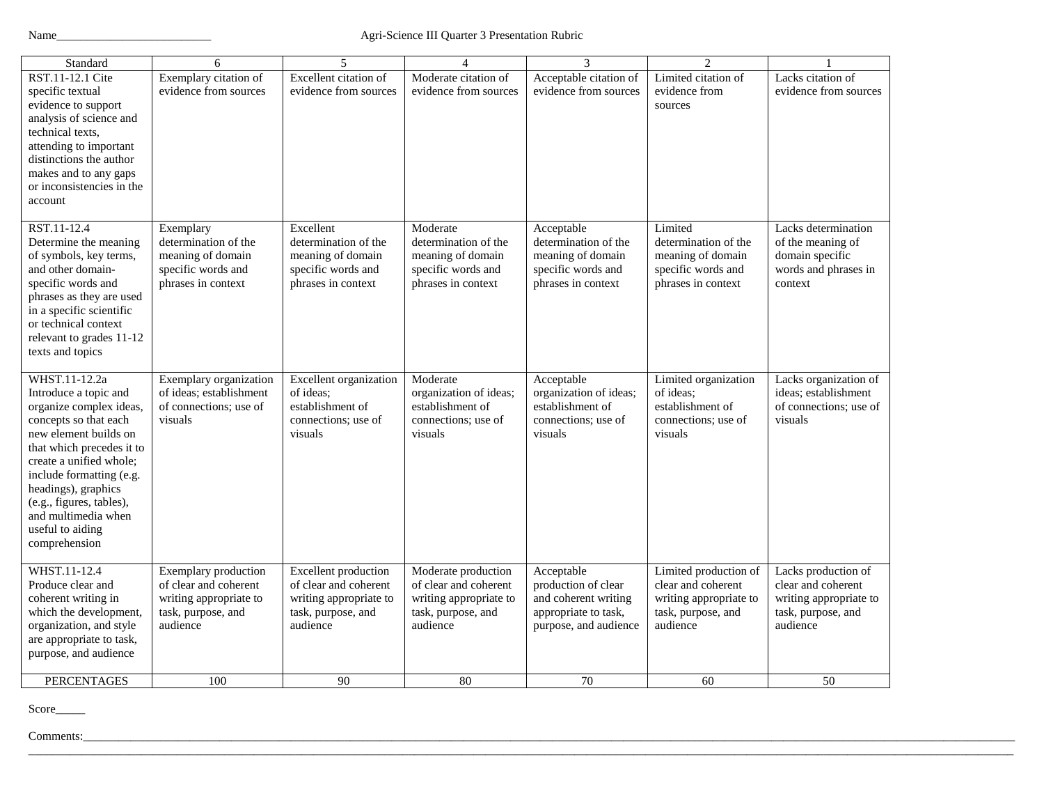Name__________________________ Agri-Science III Quarter 3 Presentation Rubric

| Standard | 6 | 5 | 4 | 3 | 2 | 1 |
|---|---|---|---|---|---|---|
| RST.11-12.1 Cite specific textual evidence to support analysis of science and technical texts, attending to important distinctions the author makes and to any gaps or inconsistencies in the account | Exemplary citation of evidence from sources | Excellent citation of evidence from sources | Moderate citation of evidence from sources | Acceptable citation of evidence from sources | Limited citation of evidence from sources | Lacks citation of evidence from sources |
| RST.11-12.4 Determine the meaning of symbols, key terms, and other domain-specific words and phrases as they are used in a specific scientific or technical context relevant to grades 11-12 texts and topics | Exemplary determination of the meaning of domain specific words and phrases in context | Excellent determination of the meaning of domain specific words and phrases in context | Moderate determination of the meaning of domain specific words and phrases in context | Acceptable determination of the meaning of domain specific words and phrases in context | Limited determination of the meaning of domain specific words and phrases in context | Lacks determination of the meaning of domain specific words and phrases in context |
| WHST.11-12.2a Introduce a topic and organize complex ideas, concepts so that each new element builds on that which precedes it to create a unified whole; include formatting (e.g. headings), graphics (e.g., figures, tables), and multimedia when useful to aiding comprehension | Exemplary organization of ideas; establishment of connections; use of visuals | Excellent organization of ideas; establishment of connections; use of visuals | Moderate organization of ideas; establishment of connections; use of visuals | Acceptable organization of ideas; establishment of connections; use of visuals | Limited organization of ideas; establishment of connections; use of visuals | Lacks organization of ideas; establishment of connections; use of visuals |
| WHST.11-12.4 Produce clear and coherent writing in which the development, organization, and style are appropriate to task, purpose, and audience | Exemplary production of clear and coherent writing appropriate to task, purpose, and audience | Excellent production of clear and coherent writing appropriate to task, purpose, and audience | Moderate production of clear and coherent writing appropriate to task, purpose, and audience | Acceptable production of clear and coherent writing appropriate to task, purpose, and audience | Limited production of clear and coherent writing appropriate to task, purpose, and audience | Lacks production of clear and coherent writing appropriate to task, purpose, and audience |
| PERCENTAGES | 100 | 90 | 80 | 70 | 60 | 50 |

Score_____

Comments:________________________________________________________________________________________________________
________________________________________________________________________________________________________________